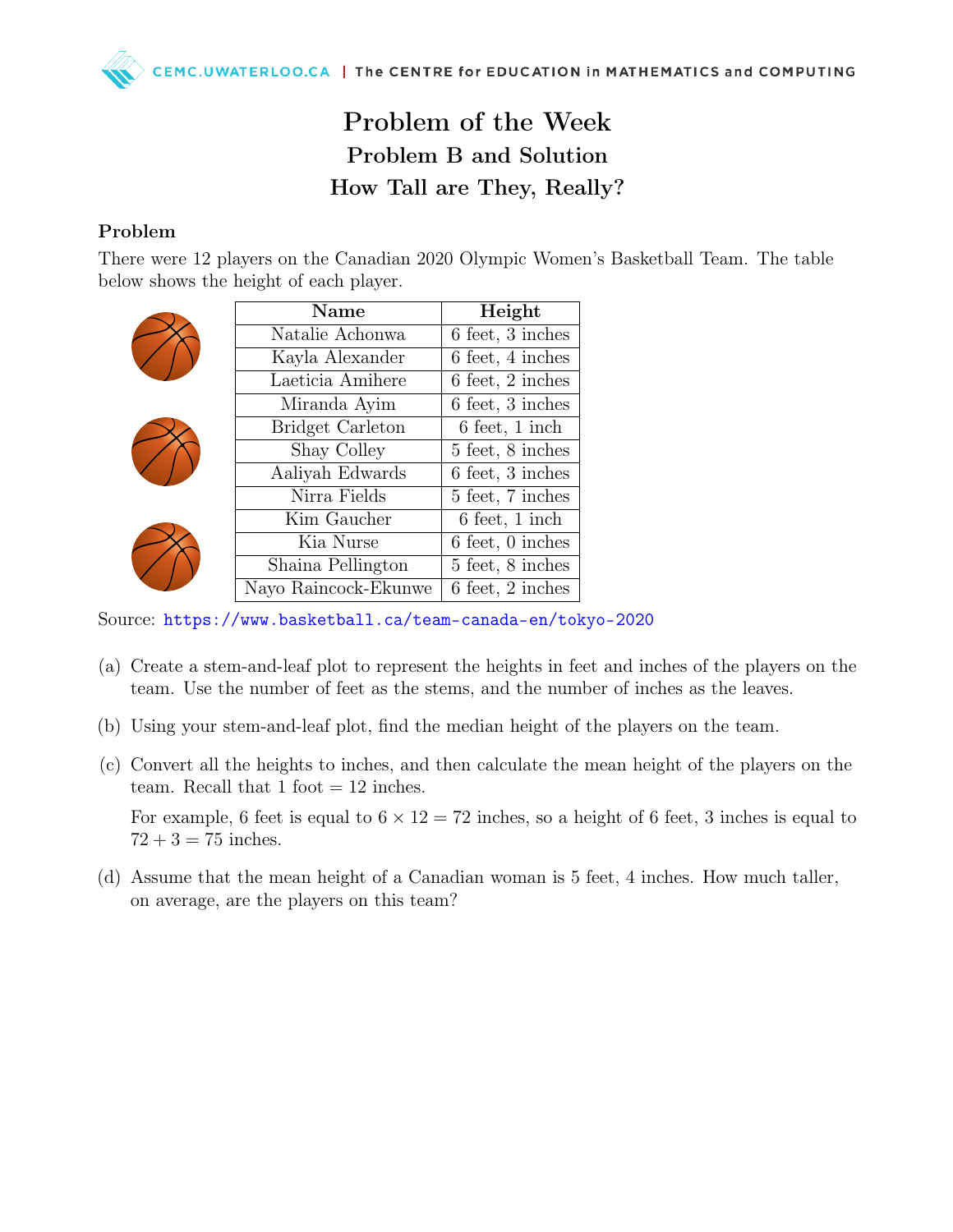# Problem of the Week

## Problem B and Solution

## How Tall are They, Really?

### Problem

There were 12 players on the Canadian 2020 Olympic Women's Basketball Team. The table below shows the height of each player.

| Name | Height |
|---|---|
| Natalie Achonwa | 6 feet, 3 inches |
| Kayla Alexander | 6 feet, 4 inches |
| Laeticia Amihere | 6 feet, 2 inches |
| Miranda Ayim | 6 feet, 3 inches |
| Bridget Carleton | 6 feet, 1 inch |
| Shay Colley | 5 feet, 8 inches |
| Aaliyah Edwards | 6 feet, 3 inches |
| Nirra Fields | 5 feet, 7 inches |
| Kim Gaucher | 6 feet, 1 inch |
| Kia Nurse | 6 feet, 0 inches |
| Shaina Pellington | 5 feet, 8 inches |
| Nayo Raincock-Ekunwe | 6 feet, 2 inches |

Source: https://www.basketball.ca/team-canada-en/tokyo-2020

(a) Create a stem-and-leaf plot to represent the heights in feet and inches of the players on the team. Use the number of feet as the stems, and the number of inches as the leaves.

(b) Using your stem-and-leaf plot, find the median height of the players on the team.

(c) Convert all the heights to inches, and then calculate the mean height of the players on the team. Recall that 1 foot = 12 inches.

For example, 6 feet is equal to $6 \times 12 = 72$ inches, so a height of 6 feet, 3 inches is equal to $72 + 3 = 75$ inches.

(d) Assume that the mean height of a Canadian woman is 5 feet, 4 inches. How much taller, on average, are the players on this team?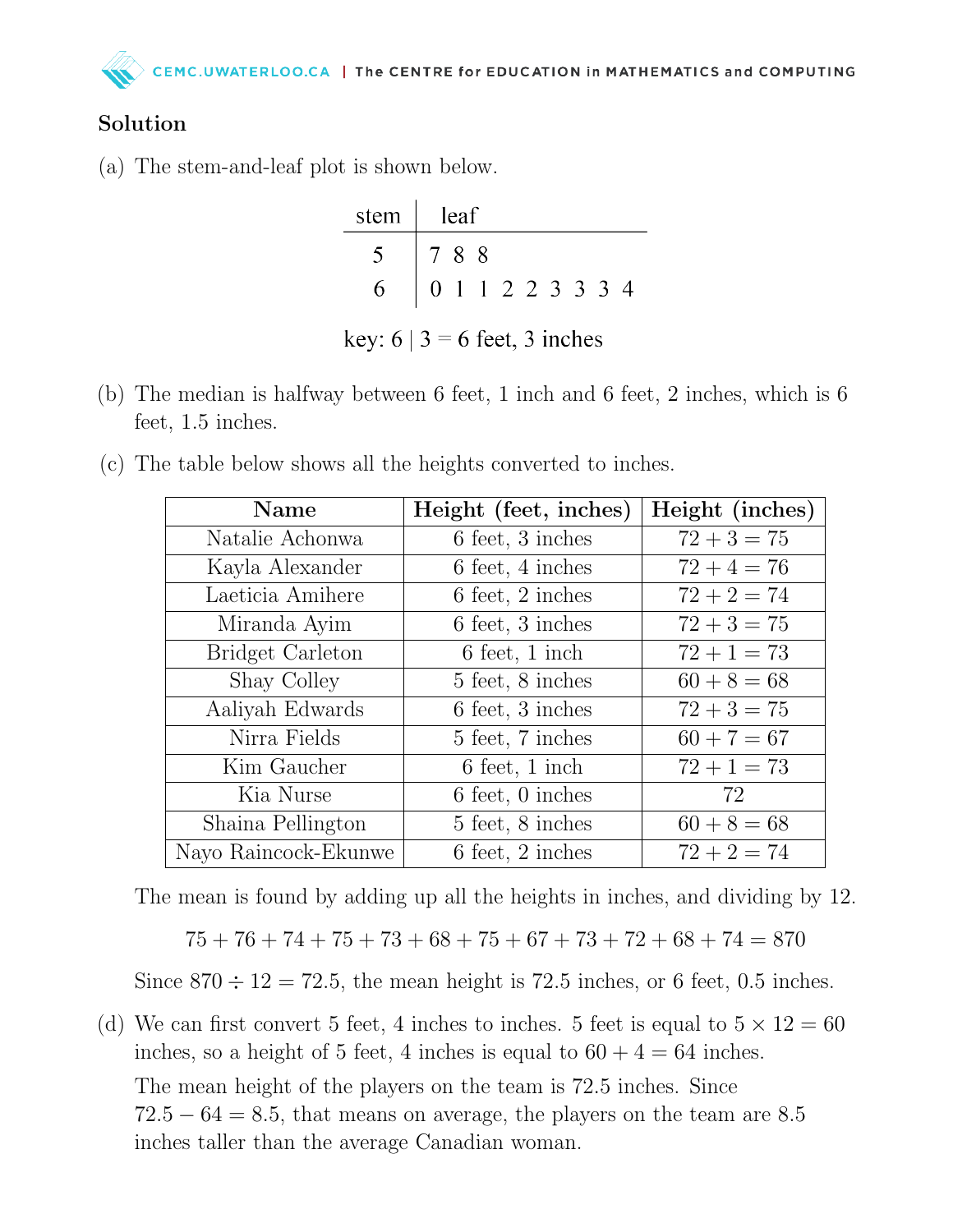**Solution**

(a) The stem-and-leaf plot is shown below.

| stem | leaf |
|---|---|
| 5 | 7 8 8 |
| 6 | 0 1 1 2 2 3 3 3 4 |

key: 6 | 3 = 6 feet, 3 inches

(b) The median is halfway between 6 feet, 1 inch and 6 feet, 2 inches, which is 6 feet, 1.5 inches.

(c) The table below shows all the heights converted to inches.

| Name | Height (feet, inches) | Height (inches) |
|---|---|---|
| Natalie Achonwa | 6 feet, 3 inches | $72 + 3 = 75$ |
| Kayla Alexander | 6 feet, 4 inches | $72 + 4 = 76$ |
| Laeticia Amihere | 6 feet, 2 inches | $72 + 2 = 74$ |
| Miranda Ayim | 6 feet, 3 inches | $72 + 3 = 75$ |
| Bridget Carleton | 6 feet, 1 inch | $72 + 1 = 73$ |
| Shay Colley | 5 feet, 8 inches | $60 + 8 = 68$ |
| Aaliyah Edwards | 6 feet, 3 inches | $72 + 3 = 75$ |
| Nirra Fields | 5 feet, 7 inches | $60 + 7 = 67$ |
| Kim Gaucher | 6 feet, 1 inch | $72 + 1 = 73$ |
| Kia Nurse | 6 feet, 0 inches | 72 |
| Shaina Pellington | 5 feet, 8 inches | $60 + 8 = 68$ |
| Nayo Raincock-Ekunwe | 6 feet, 2 inches | $72 + 2 = 74$ |

The mean is found by adding up all the heights in inches, and dividing by 12.

$$75 + 76 + 74 + 75 + 73 + 68 + 75 + 67 + 73 + 72 + 68 + 74 = 870$$

Since $870 \div 12 = 72.5$, the mean height is 72.5 inches, or 6 feet, 0.5 inches.

(d) We can first convert 5 feet, 4 inches to inches. 5 feet is equal to $5 \times 12 = 60$ inches, so a height of 5 feet, 4 inches is equal to $60 + 4 = 64$ inches.

The mean height of the players on the team is 72.5 inches. Since $72.5 - 64 = 8.5$, that means on average, the players on the team are 8.5 inches taller than the average Canadian woman.